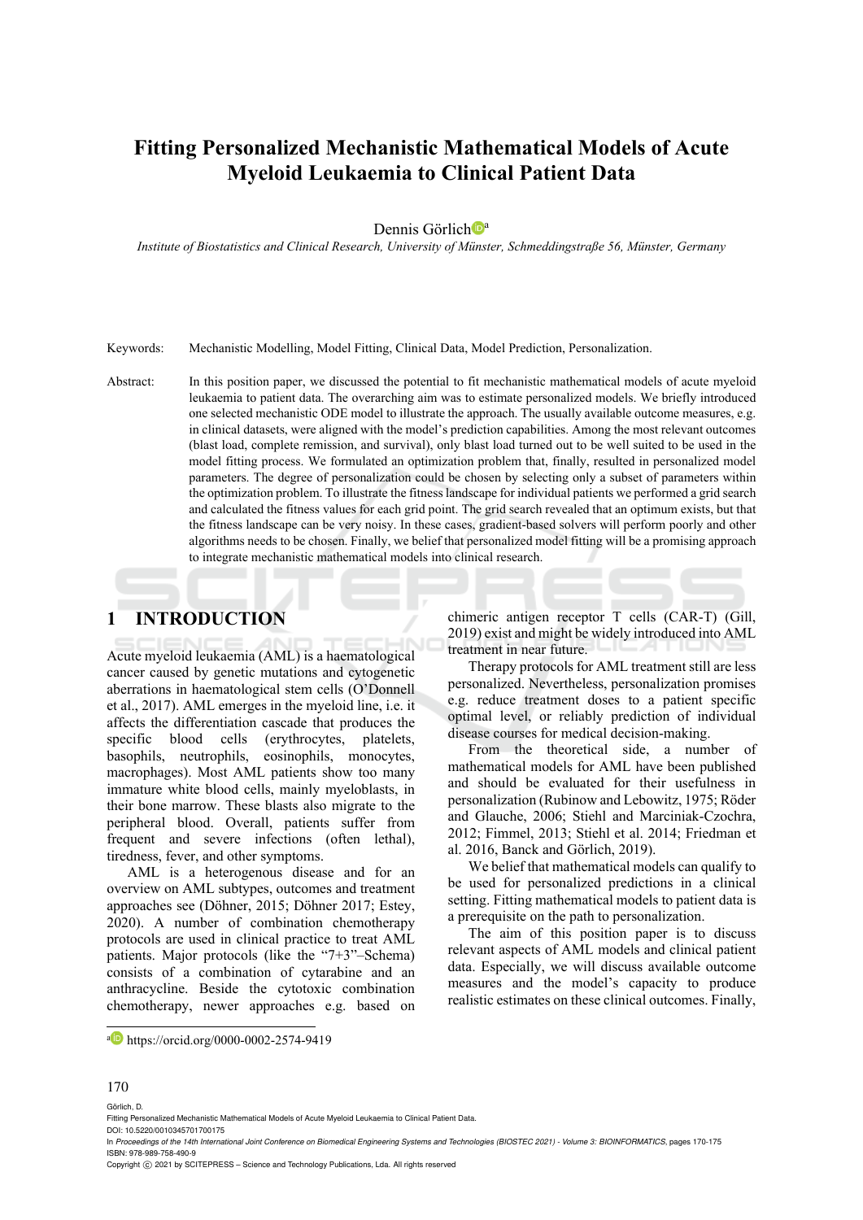# Fitting Personalized Mechanistic Mathematical Models of Acute Myeloid Leukaemia to Clinical Patient Data

Dennis Görlich[a]

*Institute of Biostatistics and Clinical Research, University of Münster, Schmeddingstraße 56, Münster, Germany*

Keywords: Mechanistic Modelling, Model Fitting, Clinical Data, Model Prediction, Personalization.

Abstract: In this position paper, we discussed the potential to fit mechanistic mathematical models of acute myeloid leukaemia to patient data. The overarching aim was to estimate personalized models. We briefly introduced one selected mechanistic ODE model to illustrate the approach. The usually available outcome measures, e.g. in clinical datasets, were aligned with the model's prediction capabilities. Among the most relevant outcomes (blast load, complete remission, and survival), only blast load turned out to be well suited to be used in the model fitting process. We formulated an optimization problem that, finally, resulted in personalized model parameters. The degree of personalization could be chosen by selecting only a subset of parameters within the optimization problem. To illustrate the fitness landscape for individual patients we performed a grid search and calculated the fitness values for each grid point. The grid search revealed that an optimum exists, but that the fitness landscape can be very noisy. In these cases, gradient-based solvers will perform poorly and other algorithms needs to be chosen. Finally, we belief that personalized model fitting will be a promising approach to integrate mechanistic mathematical models into clinical research.

## 1 INTRODUCTION

Acute myeloid leukaemia (AML) is a haematological cancer caused by genetic mutations and cytogenetic aberrations in haematological stem cells (O'Donnell et al., 2017). AML emerges in the myeloid line, i.e. it affects the differentiation cascade that produces the specific blood cells (erythrocytes, platelets, basophils, neutrophils, eosinophils, monocytes, macrophages). Most AML patients show too many immature white blood cells, mainly myeloblasts, in their bone marrow. These blasts also migrate to the peripheral blood. Overall, patients suffer from frequent and severe infections (often lethal), tiredness, fever, and other symptoms.

AML is a heterogenous disease and for an overview on AML subtypes, outcomes and treatment approaches see (Döhner, 2015; Döhner 2017; Estey, 2020). A number of combination chemotherapy protocols are used in clinical practice to treat AML patients. Major protocols (like the "7+3"–Schema) consists of a combination of cytarabine and an anthracycline. Beside the cytotoxic combination chemotherapy, newer approaches e.g. based on chimeric antigen receptor T cells (CAR-T) (Gill, 2019) exist and might be widely introduced into AML treatment in near future.

Therapy protocols for AML treatment still are less personalized. Nevertheless, personalization promises e.g. reduce treatment doses to a patient specific optimal level, or reliably prediction of individual disease courses for medical decision-making.

From the theoretical side, a number of mathematical models for AML have been published and should be evaluated for their usefulness in personalization (Rubinow and Lebowitz, 1975; Röder and Glauche, 2006; Stiehl and Marciniak-Czochra, 2012; Fimmel, 2013; Stiehl et al. 2014; Friedman et al. 2016, Banck and Görlich, 2019).

We belief that mathematical models can qualify to be used for personalized predictions in a clinical setting. Fitting mathematical models to patient data is a prerequisite on the path to personalization.

The aim of this position paper is to discuss relevant aspects of AML models and clinical patient data. Especially, we will discuss available outcome measures and the model's capacity to produce realistic estimates on these clinical outcomes. Finally,

[a] https://orcid.org/0000-0002-2574-9419

Görlich, D.
Fitting Personalized Mechanistic Mathematical Models of Acute Myeloid Leukaemia to Clinical Patient Data.
DOI: 10.5220/0010345701700175
In *Proceedings of the 14th International Joint Conference on Biomedical Engineering Systems and Technologies (BIOSTEC 2021) - Volume 3: BIOINFORMATICS*, pages 170-175
ISBN: 978-989-758-490-9
Copyright © 2021 by SCITEPRESS – Science and Technology Publications, Lda. All rights reserved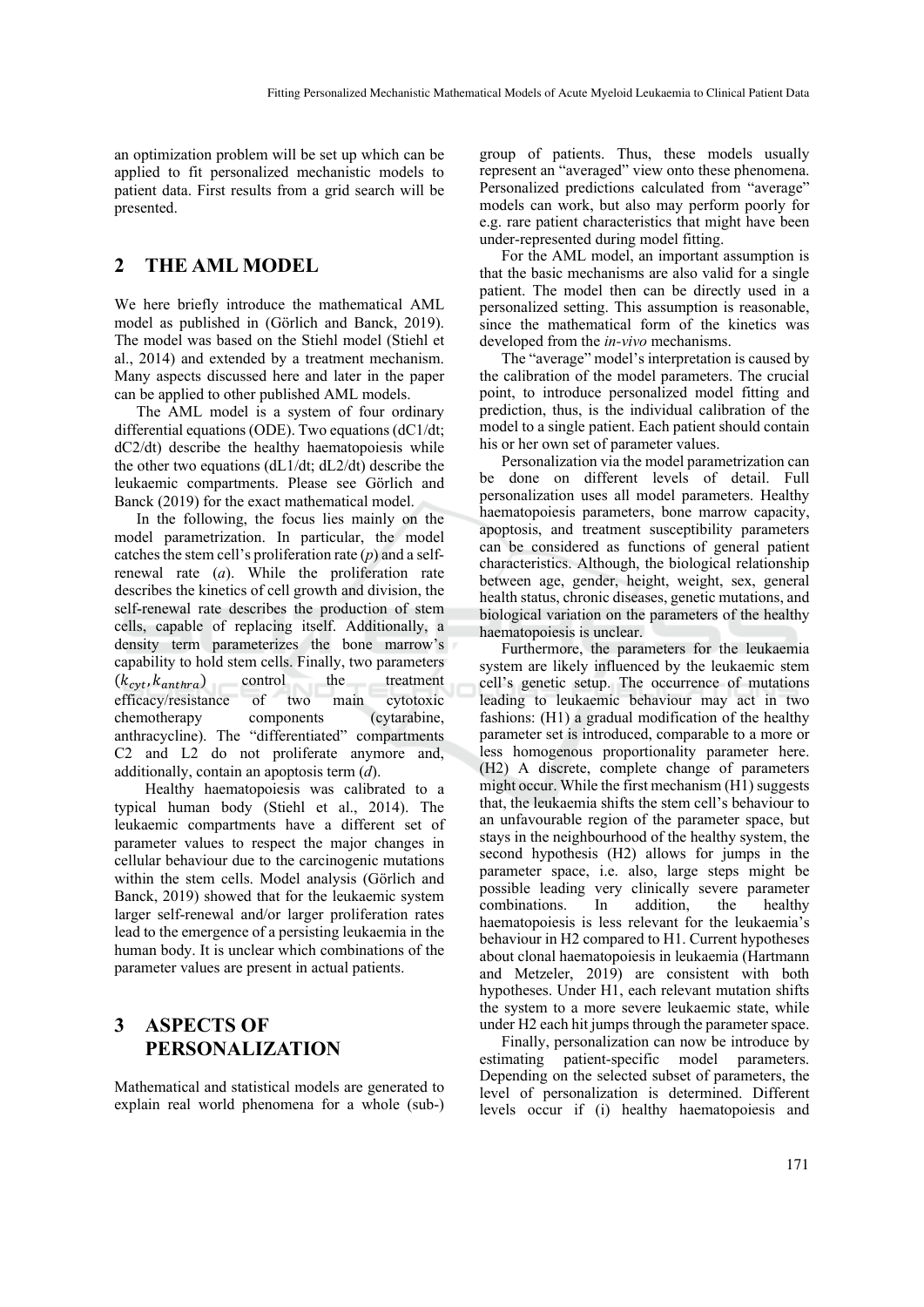an optimization problem will be set up which can be applied to fit personalized mechanistic models to patient data. First results from a grid search will be presented.

## 2 THE AML MODEL

We here briefly introduce the mathematical AML model as published in (Görlich and Banck, 2019). The model was based on the Stiehl model (Stiehl et al., 2014) and extended by a treatment mechanism. Many aspects discussed here and later in the paper can be applied to other published AML models.

The AML model is a system of four ordinary differential equations (ODE). Two equations (dC1/dt; dC2/dt) describe the healthy haematopoiesis while the other two equations (dL1/dt; dL2/dt) describe the leukaemic compartments. Please see Görlich and Banck (2019) for the exact mathematical model.

In the following, the focus lies mainly on the model parametrization. In particular, the model catches the stem cell's proliferation rate (*p*) and a self-renewal rate (*a*). While the proliferation rate describes the kinetics of cell growth and division, the self-renewal rate describes the production of stem cells, capable of replacing itself. Additionally, a density term parameterizes the bone marrow's capability to hold stem cells. Finally, two parameters ($k_{cyt}, k_{anthra}$) control the treatment efficacy/resistance of two main cytotoxic chemotherapy components (cytarabine, anthracycline). The "differentiated" compartments C2 and L2 do not proliferate anymore and, additionally, contain an apoptosis term (*d*).

Healthy haematopoiesis was calibrated to a typical human body (Stiehl et al., 2014). The leukaemic compartments have a different set of parameter values to respect the major changes in cellular behaviour due to the carcinogenic mutations within the stem cells. Model analysis (Görlich and Banck, 2019) showed that for the leukaemic system larger self-renewal and/or larger proliferation rates lead to the emergence of a persisting leukaemia in the human body. It is unclear which combinations of the parameter values are present in actual patients.

## 3 ASPECTS OF PERSONALIZATION

Mathematical and statistical models are generated to explain real world phenomena for a whole (sub-) group of patients. Thus, these models usually represent an "averaged" view onto these phenomena. Personalized predictions calculated from "average" models can work, but also may perform poorly for e.g. rare patient characteristics that might have been under-represented during model fitting.

For the AML model, an important assumption is that the basic mechanisms are also valid for a single patient. The model then can be directly used in a personalized setting. This assumption is reasonable, since the mathematical form of the kinetics was developed from the *in-vivo* mechanisms.

The "average" model's interpretation is caused by the calibration of the model parameters. The crucial point, to introduce personalized model fitting and prediction, thus, is the individual calibration of the model to a single patient. Each patient should contain his or her own set of parameter values.

Personalization via the model parametrization can be done on different levels of detail. Full personalization uses all model parameters. Healthy haematopoiesis parameters, bone marrow capacity, apoptosis, and treatment susceptibility parameters can be considered as functions of general patient characteristics. Although, the biological relationship between age, gender, height, weight, sex, general health status, chronic diseases, genetic mutations, and biological variation on the parameters of the healthy haematopoiesis is unclear.

Furthermore, the parameters for the leukaemia system are likely influenced by the leukaemic stem cell's genetic setup. The occurrence of mutations leading to leukaemic behaviour may act in two fashions: (H1) a gradual modification of the healthy parameter set is introduced, comparable to a more or less homogenous proportionality parameter here. (H2) A discrete, complete change of parameters might occur. While the first mechanism (H1) suggests that, the leukaemia shifts the stem cell's behaviour to an unfavourable region of the parameter space, but stays in the neighbourhood of the healthy system, the second hypothesis (H2) allows for jumps in the parameter space, i.e. also, large steps might be possible leading very clinically severe parameter combinations. In addition, the healthy haematopoiesis is less relevant for the leukaemia's behaviour in H2 compared to H1. Current hypotheses about clonal haematopoiesis in leukaemia (Hartmann and Metzeler, 2019) are consistent with both hypotheses. Under H1, each relevant mutation shifts the system to a more severe leukaemic state, while under H2 each hit jumps through the parameter space.

Finally, personalization can now be introduce by estimating patient-specific model parameters. Depending on the selected subset of parameters, the level of personalization is determined. Different levels occur if (i) healthy haematopoiesis and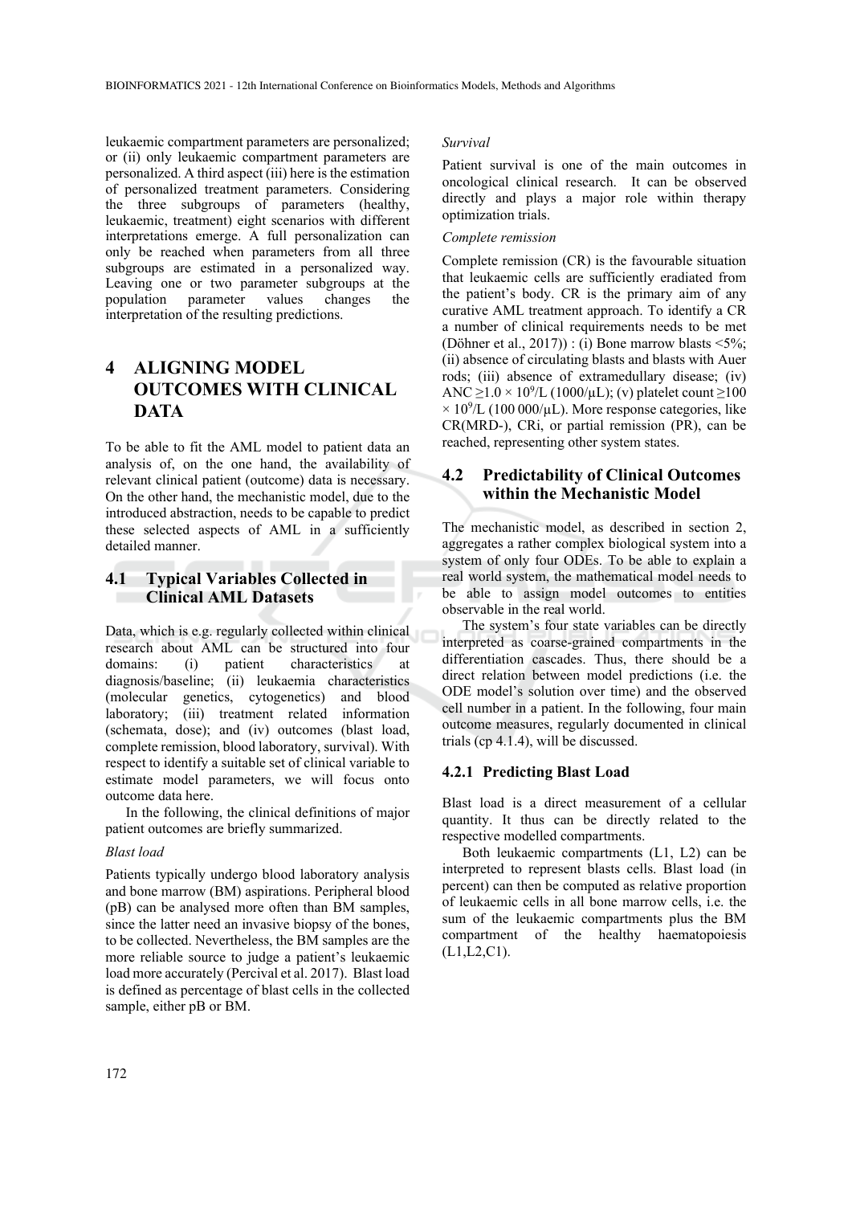leukaemic compartment parameters are personalized; or (ii) only leukaemic compartment parameters are personalized. A third aspect (iii) here is the estimation of personalized treatment parameters. Considering the three subgroups of parameters (healthy, leukaemic, treatment) eight scenarios with different interpretations emerge. A full personalization can only be reached when parameters from all three subgroups are estimated in a personalized way. Leaving one or two parameter subgroups at the population parameter values changes the interpretation of the resulting predictions.

# 4 ALIGNING MODEL OUTCOMES WITH CLINICAL DATA

To be able to fit the AML model to patient data an analysis of, on the one hand, the availability of relevant clinical patient (outcome) data is necessary. On the other hand, the mechanistic model, due to the introduced abstraction, needs to be capable to predict these selected aspects of AML in a sufficiently detailed manner.

## 4.1 Typical Variables Collected in Clinical AML Datasets

Data, which is e.g. regularly collected within clinical research about AML can be structured into four domains: (i) patient characteristics at diagnosis/baseline; (ii) leukaemia characteristics (molecular genetics, cytogenetics) and blood laboratory; (iii) treatment related information (schemata, dose); and (iv) outcomes (blast load, complete remission, blood laboratory, survival). With respect to identify a suitable set of clinical variable to estimate model parameters, we will focus onto outcome data here.

In the following, the clinical definitions of major patient outcomes are briefly summarized.

*Blast load*

Patients typically undergo blood laboratory analysis and bone marrow (BM) aspirations. Peripheral blood (pB) can be analysed more often than BM samples, since the latter need an invasive biopsy of the bones, to be collected. Nevertheless, the BM samples are the more reliable source to judge a patient's leukaemic load more accurately (Percival et al. 2017). Blast load is defined as percentage of blast cells in the collected sample, either pB or BM.

*Survival*

Patient survival is one of the main outcomes in oncological clinical research. It can be observed directly and plays a major role within therapy optimization trials.

*Complete remission*

Complete remission (CR) is the favourable situation that leukaemic cells are sufficiently eradiated from the patient's body. CR is the primary aim of any curative AML treatment approach. To identify a CR a number of clinical requirements needs to be met (Döhner et al., 2017)) : (i) Bone marrow blasts $<5\%$; (ii) absence of circulating blasts and blasts with Auer rods; (iii) absence of extramedullary disease; (iv) ANC $\geq 1.0 \times 10^9$/L (1000/µL); (v) platelet count $\geq 100 \times 10^9$/L (100 000/µL). More response categories, like CR(MRD-), CRi, or partial remission (PR), can be reached, representing other system states.

## 4.2 Predictability of Clinical Outcomes within the Mechanistic Model

The mechanistic model, as described in section 2, aggregates a rather complex biological system into a system of only four ODEs. To be able to explain a real world system, the mathematical model needs to be able to assign model outcomes to entities observable in the real world.

The system's four state variables can be directly interpreted as coarse-grained compartments in the differentiation cascades. Thus, there should be a direct relation between model predictions (i.e. the ODE model's solution over time) and the observed cell number in a patient. In the following, four main outcome measures, regularly documented in clinical trials (cp 4.1.4), will be discussed.

### 4.2.1 Predicting Blast Load

Blast load is a direct measurement of a cellular quantity. It thus can be directly related to the respective modelled compartments.

Both leukaemic compartments (L1, L2) can be interpreted to represent blasts cells. Blast load (in percent) can then be computed as relative proportion of leukaemic cells in all bone marrow cells, i.e. the sum of the leukaemic compartments plus the BM compartment of the healthy haematopoiesis (L1,L2,C1).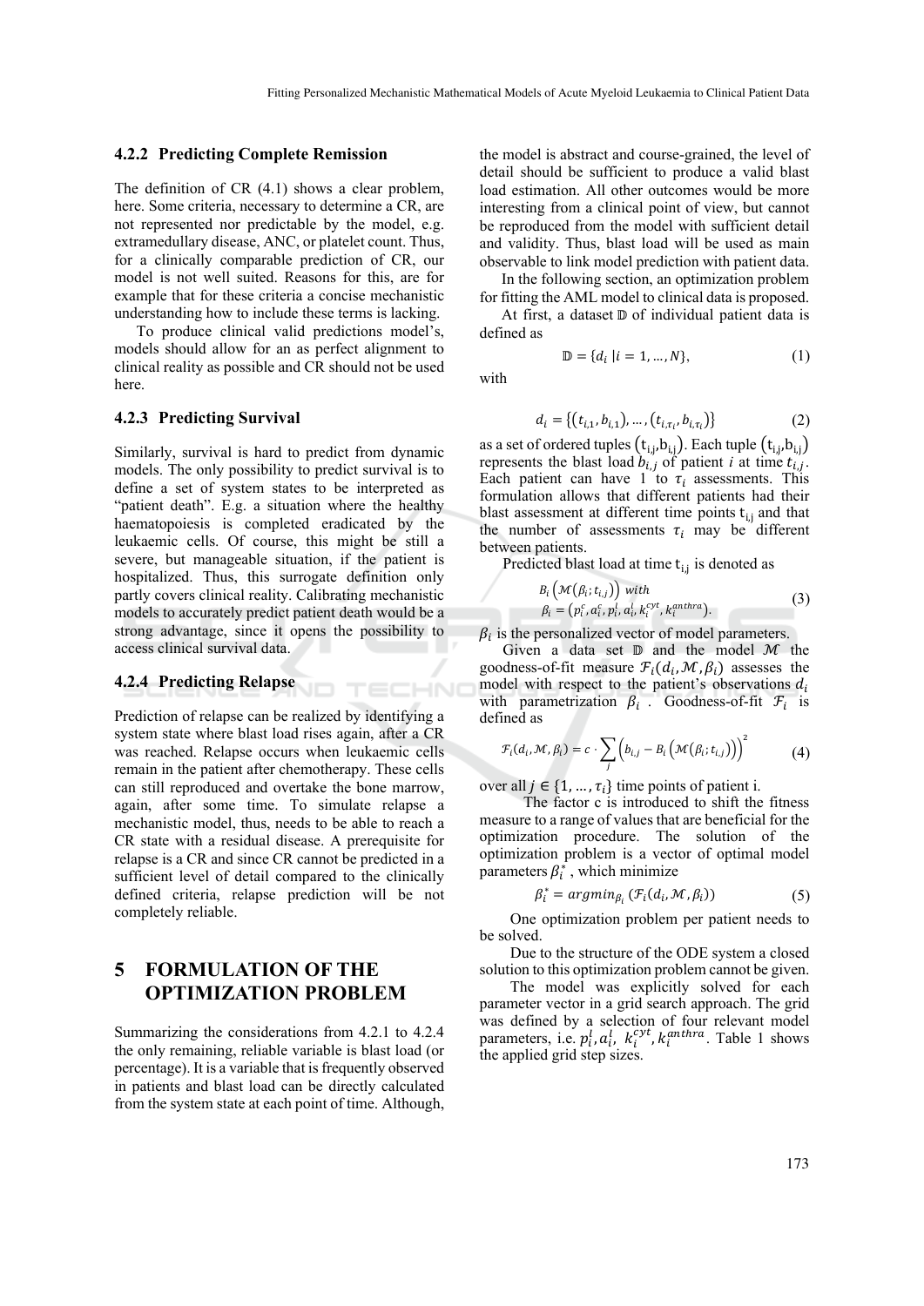### 4.2.2 Predicting Complete Remission

The definition of CR (4.1) shows a clear problem, here. Some criteria, necessary to determine a CR, are not represented nor predictable by the model, e.g. extramedullary disease, ANC, or platelet count. Thus, for a clinically comparable prediction of CR, our model is not well suited. Reasons for this, are for example that for these criteria a concise mechanistic understanding how to include these terms is lacking.

To produce clinical valid predictions model's, models should allow for an as perfect alignment to clinical reality as possible and CR should not be used here.

### 4.2.3 Predicting Survival

Similarly, survival is hard to predict from dynamic models. The only possibility to predict survival is to define a set of system states to be interpreted as "patient death". E.g. a situation where the healthy haematopoiesis is completed eradicated by the leukaemic cells. Of course, this might be still a severe, but manageable situation, if the patient is hospitalized. Thus, this surrogate definition only partly covers clinical reality. Calibrating mechanistic models to accurately predict patient death would be a strong advantage, since it opens the possibility to access clinical survival data.

### 4.2.4 Predicting Relapse

Prediction of relapse can be realized by identifying a system state where blast load rises again, after a CR was reached. Relapse occurs when leukaemic cells remain in the patient after chemotherapy. These cells can still reproduced and overtake the bone marrow, again, after some time. To simulate relapse a mechanistic model, thus, needs to be able to reach a CR state with a residual disease. A prerequisite for relapse is a CR and since CR cannot be predicted in a sufficient level of detail compared to the clinically defined criteria, relapse prediction will be not completely reliable.

## 5 FORMULATION OF THE OPTIMIZATION PROBLEM

Summarizing the considerations from 4.2.1 to 4.2.4 the only remaining, reliable variable is blast load (or percentage). It is a variable that is frequently observed in patients and blast load can be directly calculated from the system state at each point of time. Although, the model is abstract and course-grained, the level of detail should be sufficient to produce a valid blast load estimation. All other outcomes would be more interesting from a clinical point of view, but cannot be reproduced from the model with sufficient detail and validity. Thus, blast load will be used as main observable to link model prediction with patient data.

In the following section, an optimization problem for fitting the AML model to clinical data is proposed.

At first, a dataset $\mathbb{D}$ of individual patient data is defined as

$$\mathbb{D} = \{d_i \mid i = 1, \dots, N\}, \tag{1}$$

with

$$d_i = \{(t_{i,1}, b_{i,1}), \dots, (t_{i,\tau_i}, b_{i,\tau_i})\} \tag{2}$$

as a set of ordered tuples $(t_{i,j}, b_{i,j})$. Each tuple $(t_{i,j}, b_{i,j})$ represents the blast load $b_{i,j}$ of patient $i$ at time $t_{i,j}$. Each patient can have 1 to $\tau_i$ assessments. This formulation allows that different patients had their blast assessment at different time points $t_{i,j}$ and that the number of assessments $\tau_i$ may be different between patients.

Predicted blast load at time $t_{i,j}$ is denoted as

$$\begin{aligned} &B_i\left(\mathcal{M}(\beta_i; t_{i,j})\right) \text{ with} \\ &\beta_i = (p_i^c, a_i^c, p_i^l, a_i^l, k_i^{cyt}, k_i^{anthra}). \end{aligned} \tag{3}$$

$\beta_i$ is the personalized vector of model parameters.

Given a data set $\mathbb{D}$ and the model $\mathcal{M}$ the goodness-of-fit measure $\mathcal{F}_i(d_i, \mathcal{M}, \beta_i)$ assesses the model with respect to the patient's observations $d_i$ with parametrization $\beta_i$. Goodness-of-fit $\mathcal{F}_i$ is defined as

$$\mathcal{F}_i(d_i, \mathcal{M}, \beta_i) = c \cdot \sum_j \left(b_{i,j} - B_i\left(\mathcal{M}(\beta_i; t_{i,j})\right)\right)^2 \tag{4}$$

over all $j \in \{1, \dots, \tau_i\}$ time points of patient i.

The factor c is introduced to shift the fitness measure to a range of values that are beneficial for the optimization procedure. The solution of the optimization problem is a vector of optimal model parameters $\beta_i^*$, which minimize

$$\beta_i^* = argmin_{\beta_i}\left(\mathcal{F}_i(d_i, \mathcal{M}, \beta_i)\right) \tag{5}$$

One optimization problem per patient needs to be solved.

Due to the structure of the ODE system a closed solution to this optimization problem cannot be given.

The model was explicitly solved for each parameter vector in a grid search approach. The grid was defined by a selection of four relevant model parameters, i.e. $p_i^l, a_i^l, k_i^{cyt}, k_i^{anthra}$. Table 1 shows the applied grid step sizes.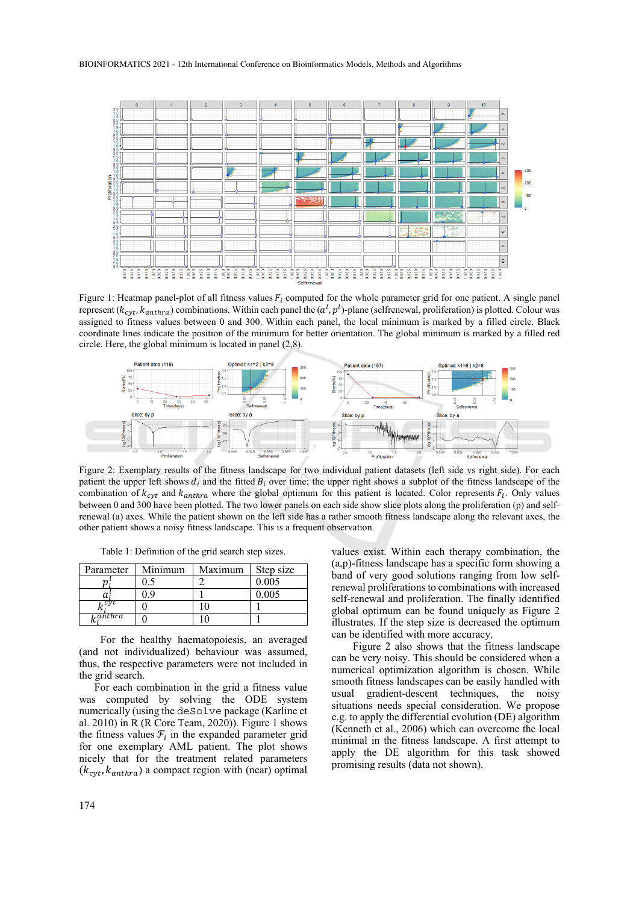Figure 1: Heatmap panel-plot of all fitness values $F_i$ computed for the whole parameter grid for one patient. A single panel represent $(k_{cyt}, k_{anthra})$ combinations. Within each panel the $(a^l, p^l)$-plane (selfrenewal, proliferation) is plotted. Colour was assigned to fitness values between 0 and 300. Within each panel, the local minimum is marked by a filled circle. Black coordinate lines indicate the position of the minimum for better orientation. The global minimum is marked by a filled red circle. Here, the global minimum is located in panel (2,8).

Figure 2: Exemplary results of the fitness landscape for two individual patient datasets (left side vs right side). For each patient the upper left shows $d_i$ and the fitted $B_i$ over time; the upper right shows a subplot of the fitness landscape of the combination of $k_{cyt}$ and $k_{anthra}$ where the global optimum for this patient is located. Color represents $F_i$. Only values between 0 and 300 have been plotted. The two lower panels on each side show slice plots along the proliferation (p) and self-renewal (a) axes. While the patient shown on the left side has a rather smooth fitness landscape along the relevant axes, the other patient shows a noisy fitness landscape. This is a frequent observation.

Table 1: Definition of the grid search step sizes.

| Parameter | Minimum | Maximum | Step size |
|---|---|---|---|
| $p_i^l$ | 0.5 | 2 | 0.005 |
| $a_i^l$ | 0.9 | 1 | 0.005 |
| $k_i^{cyt}$ | 0 | 10 | 1 |
| $k_i^{anthra}$ | 0 | 10 | 1 |

For the healthy haematopoiesis, an averaged (and not individualized) behaviour was assumed, thus, the respective parameters were not included in the grid search.

For each combination in the grid a fitness value was computed by solving the ODE system numerically (using the `deSolve` package (Karline et al. 2010) in R (R Core Team, 2020)). Figure 1 shows the fitness values $\mathcal{F}_i$ in the expanded parameter grid for one exemplary AML patient. The plot shows nicely that for the treatment related parameters $(k_{cyt}, k_{anthra})$ a compact region with (near) optimal values exist. Within each therapy combination, the (a,p)-fitness landscape has a specific form showing a band of very good solutions ranging from low self-renewal proliferations to combinations with increased self-renewal and proliferation. The finally identified global optimum can be found uniquely as Figure 2 illustrates. If the step size is decreased the optimum can be identified with more accuracy.

Figure 2 also shows that the fitness landscape can be very noisy. This should be considered when a numerical optimization algorithm is chosen. While smooth fitness landscapes can be easily handled with usual gradient-descent techniques, the noisy situations needs special consideration. We propose e.g. to apply the differential evolution (DE) algorithm (Kenneth et al., 2006) which can overcome the local minimal in the fitness landscape. A first attempt to apply the DE algorithm for this task showed promising results (data not shown).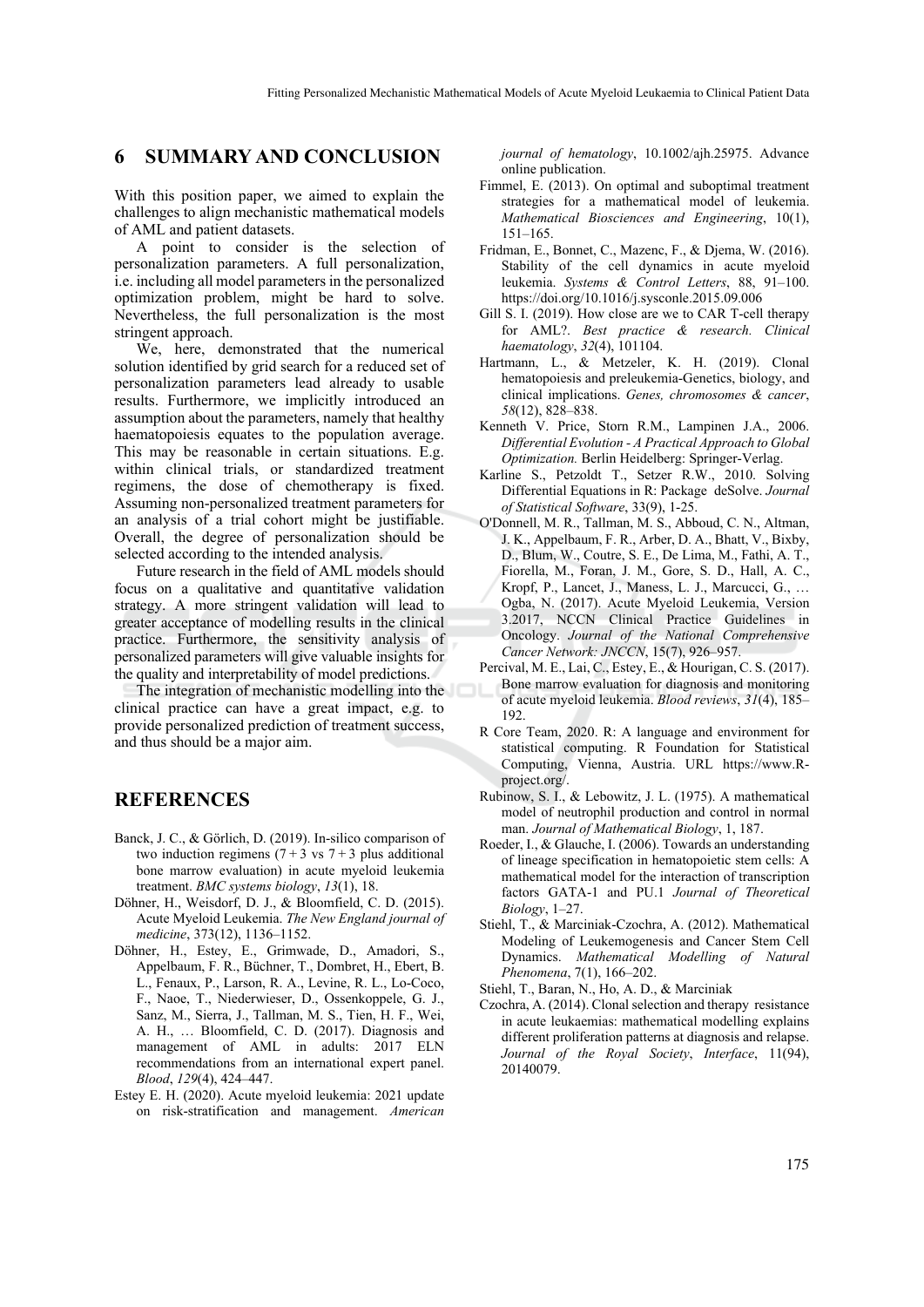## 6 SUMMARY AND CONCLUSION

With this position paper, we aimed to explain the challenges to align mechanistic mathematical models of AML and patient datasets.

A point to consider is the selection of personalization parameters. A full personalization, i.e. including all model parameters in the personalized optimization problem, might be hard to solve. Nevertheless, the full personalization is the most stringent approach.

We, here, demonstrated that the numerical solution identified by grid search for a reduced set of personalization parameters lead already to usable results. Furthermore, we implicitly introduced an assumption about the parameters, namely that healthy haematopoiesis equates to the population average. This may be reasonable in certain situations. E.g. within clinical trials, or standardized treatment regimens, the dose of chemotherapy is fixed. Assuming non-personalized treatment parameters for an analysis of a trial cohort might be justifiable. Overall, the degree of personalization should be selected according to the intended analysis.

Future research in the field of AML models should focus on a qualitative and quantitative validation strategy. A more stringent validation will lead to greater acceptance of modelling results in the clinical practice. Furthermore, the sensitivity analysis of personalized parameters will give valuable insights for the quality and interpretability of model predictions.

The integration of mechanistic modelling into the clinical practice can have a great impact, e.g. to provide personalized prediction of treatment success, and thus should be a major aim.

## REFERENCES

Banck, J. C., & Görlich, D. (2019). In-silico comparison of two induction regimens (7 + 3 vs 7 + 3 plus additional bone marrow evaluation) in acute myeloid leukemia treatment. *BMC systems biology*, *13*(1), 18.

Döhner, H., Weisdorf, D. J., & Bloomfield, C. D. (2015). Acute Myeloid Leukemia. *The New England journal of medicine*, 373(12), 1136–1152.

Döhner, H., Estey, E., Grimwade, D., Amadori, S., Appelbaum, F. R., Büchner, T., Dombret, H., Ebert, B. L., Fenaux, P., Larson, R. A., Levine, R. L., Lo-Coco, F., Naoe, T., Niederwieser, D., Ossenkoppele, G. J., Sanz, M., Sierra, J., Tallman, M. S., Tien, H. F., Wei, A. H., … Bloomfield, C. D. (2017). Diagnosis and management of AML in adults: 2017 ELN recommendations from an international expert panel. *Blood*, *129*(4), 424–447.

Estey E. H. (2020). Acute myeloid leukemia: 2021 update on risk-stratification and management. *American journal of hematology*, 10.1002/ajh.25975. Advance online publication.

Fimmel, E. (2013). On optimal and suboptimal treatment strategies for a mathematical model of leukemia. *Mathematical Biosciences and Engineering*, 10(1), 151–165.

Fridman, E., Bonnet, C., Mazenc, F., & Djema, W. (2016). Stability of the cell dynamics in acute myeloid leukemia. *Systems & Control Letters*, 88, 91–100. https://doi.org/10.1016/j.sysconle.2015.09.006

Gill S. I. (2019). How close are we to CAR T-cell therapy for AML?. *Best practice & research. Clinical haematology*, *32*(4), 101104.

Hartmann, L., & Metzeler, K. H. (2019). Clonal hematopoiesis and preleukemia-Genetics, biology, and clinical implications. *Genes, chromosomes & cancer*, *58*(12), 828–838.

Kenneth V. Price, Storn R.M., Lampinen J.A., 2006. *Differential Evolution - A Practical Approach to Global Optimization.* Berlin Heidelberg: Springer-Verlag.

Karline S., Petzoldt T., Setzer R.W., 2010. Solving Differential Equations in R: Package deSolve. *Journal of Statistical Software*, 33(9), 1-25.

O'Donnell, M. R., Tallman, M. S., Abboud, C. N., Altman, J. K., Appelbaum, F. R., Arber, D. A., Bhatt, V., Bixby, D., Blum, W., Coutre, S. E., De Lima, M., Fathi, A. T., Fiorella, M., Foran, J. M., Gore, S. D., Hall, A. C., Kropf, P., Lancet, J., Maness, L. J., Marcucci, G., … Ogba, N. (2017). Acute Myeloid Leukemia, Version 3.2017, NCCN Clinical Practice Guidelines in Oncology. *Journal of the National Comprehensive Cancer Network: JNCCN*, 15(7), 926–957.

Percival, M. E., Lai, C., Estey, E., & Hourigan, C. S. (2017). Bone marrow evaluation for diagnosis and monitoring of acute myeloid leukemia. *Blood reviews*, *31*(4), 185–192.

R Core Team, 2020. R: A language and environment for statistical computing. R Foundation for Statistical Computing, Vienna, Austria. URL https://www.R-project.org/.

Rubinow, S. I., & Lebowitz, J. L. (1975). A mathematical model of neutrophil production and control in normal man. *Journal of Mathematical Biology*, 1, 187.

Roeder, I., & Glauche, I. (2006). Towards an understanding of lineage specification in hematopoietic stem cells: A mathematical model for the interaction of transcription factors GATA-1 and PU.1 *Journal of Theoretical Biology*, 1–27.

Stiehl, T., & Marciniak-Czochra, A. (2012). Mathematical Modeling of Leukemogenesis and Cancer Stem Cell Dynamics. *Mathematical Modelling of Natural Phenomena*, 7(1), 166–202.

Stiehl, T., Baran, N., Ho, A. D., & Marciniak

Czochra, A. (2014). Clonal selection and therapy resistance in acute leukaemias: mathematical modelling explains different proliferation patterns at diagnosis and relapse. *Journal of the Royal Society*, *Interface*, 11(94), 20140079.